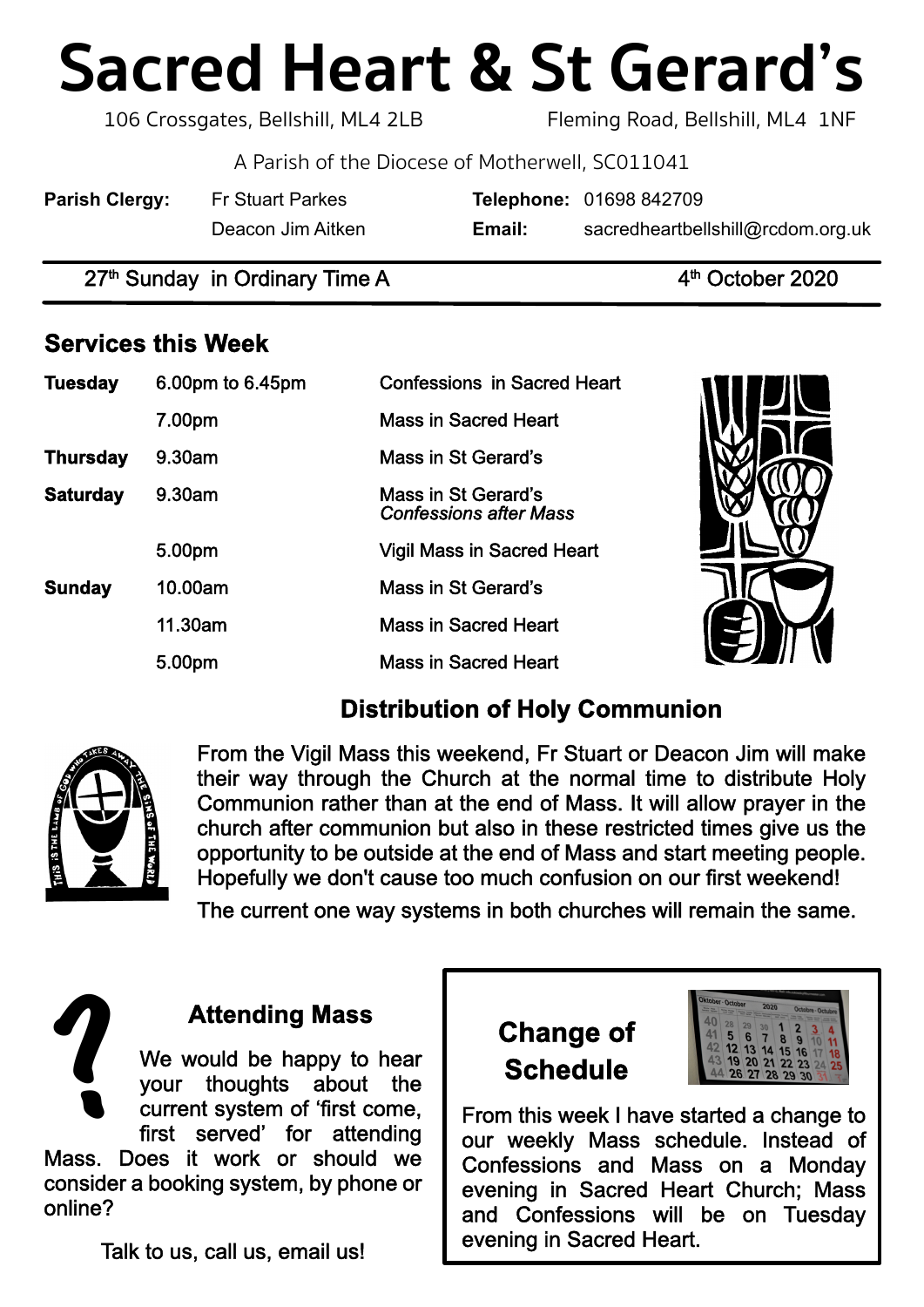# Sacred Heart & St Gerard's

106 Crossgates, Bellshill, ML4 2LB — Fleming Road, Bellshill, ML4 1NF

A Parish of the Diocese of Motherwell, SC011041

| | | | |
|---|---|---|---|
| **Parish Clergy:** | Fr Stuart Parkes | **Telephone:** | 01698 842709 |
| | Deacon Jim Aitken | **Email:** | sacredheartbellshill@rcdom.org.uk |

27th Sunday in Ordinary Time A — 4th October 2020

## Services this Week

| | | |
|---|---|---|
| **Tuesday** | 6.00pm to 6.45pm | Confessions in Sacred Heart |
| | 7.00pm | Mass in Sacred Heart |
| **Thursday** | 9.30am | Mass in St Gerard's |
| **Saturday** | 9.30am | Mass in St Gerard's *Confessions after Mass* |
| | 5.00pm | Vigil Mass in Sacred Heart |
| **Sunday** | 10.00am | Mass in St Gerard's |
| | 11.30am | Mass in Sacred Heart |
| | 5.00pm | Mass in Sacred Heart |

## Distribution of Holy Communion

From the Vigil Mass this weekend, Fr Stuart or Deacon Jim will make their way through the Church at the normal time to distribute Holy Communion rather than at the end of Mass. It will allow prayer in the church after communion but also in these restricted times give us the opportunity to be outside at the end of Mass and start meeting people. Hopefully we don't cause too much confusion on our first weekend!

The current one way systems in both churches will remain the same.

## Attending Mass

We would be happy to hear your thoughts about the current system of 'first come, first served' for attending Mass. Does it work or should we consider a booking system, by phone or online?

Talk to us, call us, email us!

## Change of Schedule

From this week I have started a change to our weekly Mass schedule. Instead of Confessions and Mass on a Monday evening in Sacred Heart Church; Mass and Confessions will be on Tuesday evening in Sacred Heart.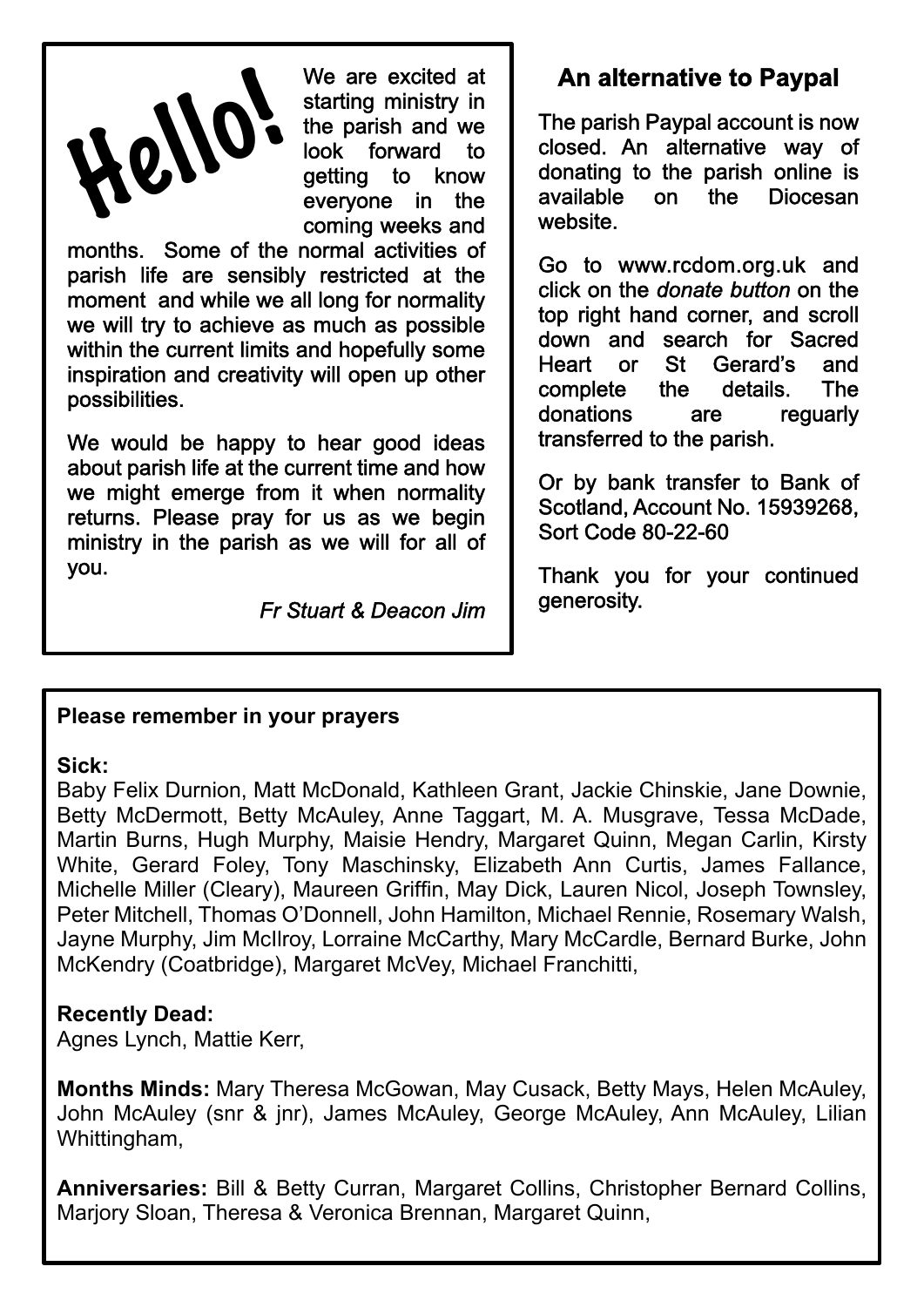# Hello!

We are excited at starting ministry in the parish and we look forward to getting to know everyone in the coming weeks and months. Some of the normal activities of parish life are sensibly restricted at the moment and while we all long for normality we will try to achieve as much as possible within the current limits and hopefully some inspiration and creativity will open up other possibilities.

We would be happy to hear good ideas about parish life at the current time and how we might emerge from it when normality returns. Please pray for us as we begin ministry in the parish as we will for all of you.

*Fr Stuart & Deacon Jim*

## An alternative to Paypal

The parish Paypal account is now closed. An alternative way of donating to the parish online is available on the Diocesan website.

Go to www.rcdom.org.uk and click on the *donate button* on the top right hand corner, and scroll down and search for Sacred Heart or St Gerard's and complete the details. The donations are reguarly transferred to the parish.

Or by bank transfer to Bank of Scotland, Account No. 15939268, Sort Code 80-22-60

Thank you for your continued generosity.

**Please remember in your prayers**

**Sick:**
Baby Felix Durnion, Matt McDonald, Kathleen Grant, Jackie Chinskie, Jane Downie, Betty McDermott, Betty McAuley, Anne Taggart, M. A. Musgrave, Tessa McDade, Martin Burns, Hugh Murphy, Maisie Hendry, Margaret Quinn, Megan Carlin, Kirsty White, Gerard Foley, Tony Maschinsky, Elizabeth Ann Curtis, James Fallance, Michelle Miller (Cleary), Maureen Griffin, May Dick, Lauren Nicol, Joseph Townsley, Peter Mitchell, Thomas O'Donnell, John Hamilton, Michael Rennie, Rosemary Walsh, Jayne Murphy, Jim McIlroy, Lorraine McCarthy, Mary McCardle, Bernard Burke, John McKendry (Coatbridge), Margaret McVey, Michael Franchitti,

**Recently Dead:**
Agnes Lynch, Mattie Kerr,

**Months Minds:** Mary Theresa McGowan, May Cusack, Betty Mays, Helen McAuley, John McAuley (snr & jnr), James McAuley, George McAuley, Ann McAuley, Lilian Whittingham,

**Anniversaries:** Bill & Betty Curran, Margaret Collins, Christopher Bernard Collins, Marjory Sloan, Theresa & Veronica Brennan, Margaret Quinn,